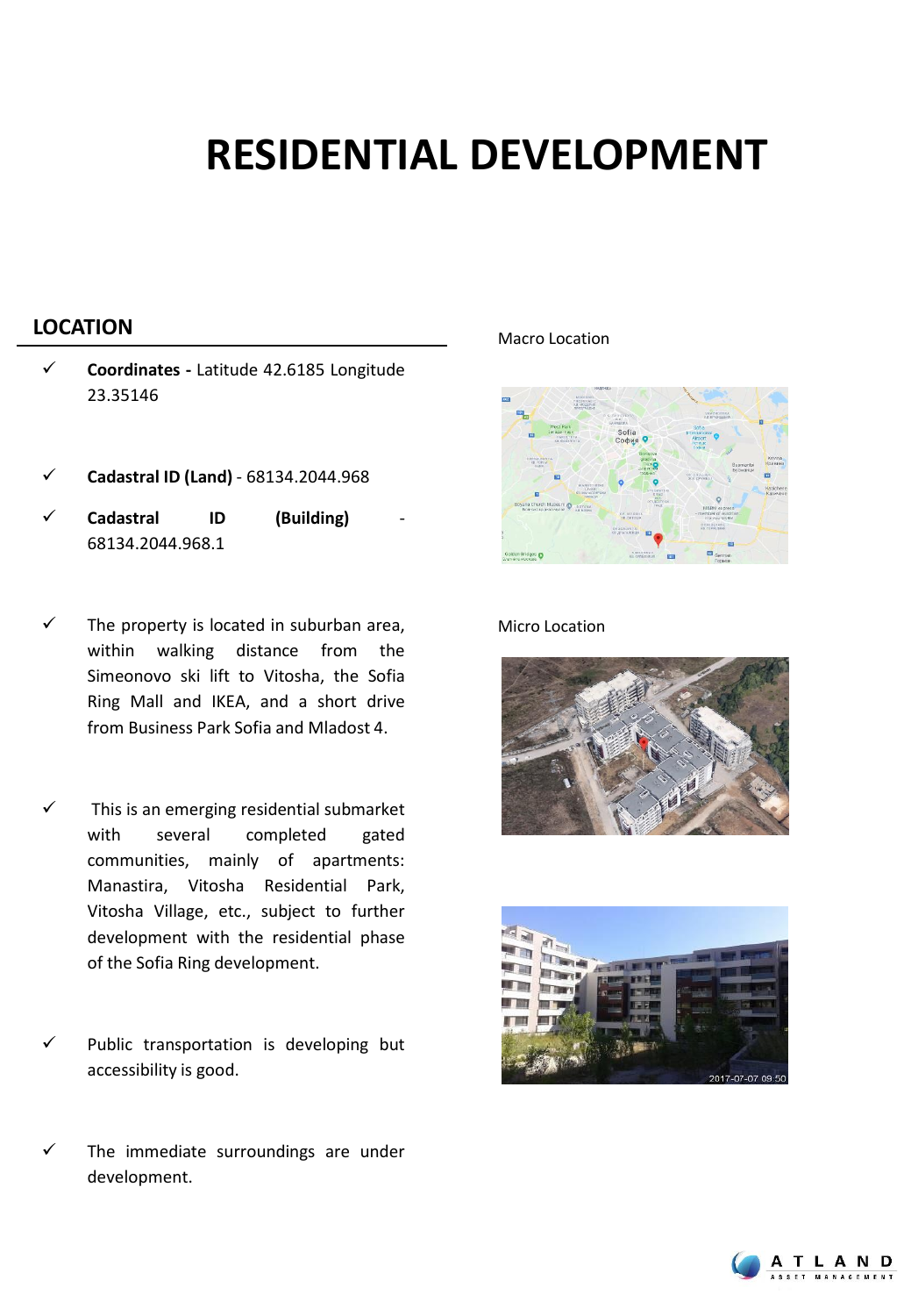# RESIDENTIAL DEVELOPMENT

## LOCATION

- ✓ **Coordinates -** Latitude 42.6185 Longitude 23.35146
- ✓ **Cadastral ID (Land)** - 68134.2044.968
- ✓ **Cadastral ID (Building)** - 68134.2044.968.1
- ✓ The property is located in suburban area, within walking distance from the Simeonovo ski lift to Vitosha, the Sofia Ring Mall and IKEA, and a short drive from Business Park Sofia and Mladost 4.
- ✓ This is an emerging residential submarket with several completed gated communities, mainly of apartments: Manastira, Vitosha Residential Park, Vitosha Village, etc., subject to further development with the residential phase of the Sofia Ring development.
- ✓ Public transportation is developing but accessibility is good.
- ✓ The immediate surroundings are under development.

Macro Location

Micro Location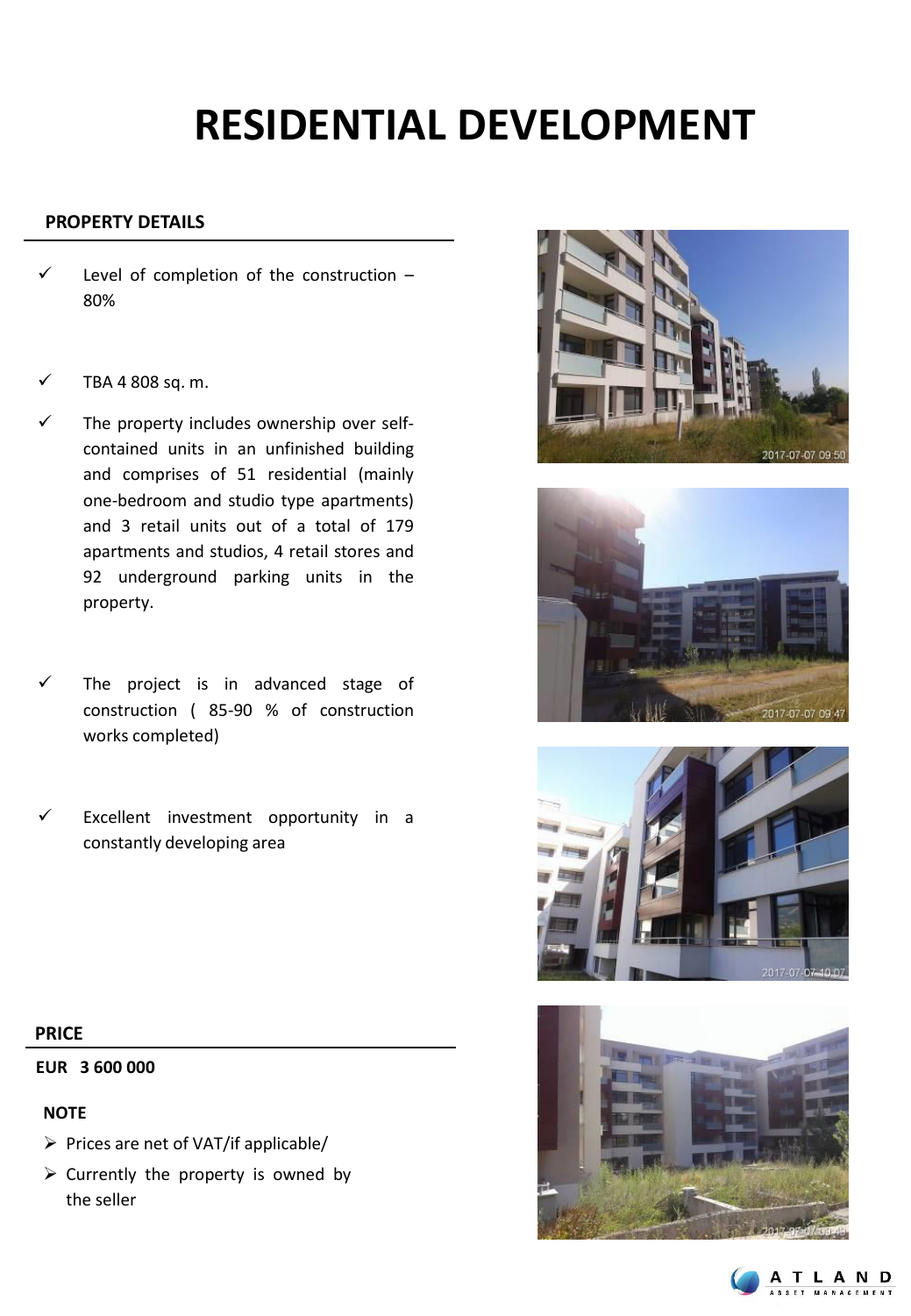# RESIDENTIAL DEVELOPMENT

## PROPERTY DETAILS

- ✓ Level of completion of the construction – 80%
- ✓ TBA 4 808 sq. m.
- ✓ The property includes ownership over self-contained units in an unfinished building and comprises of 51 residential (mainly one-bedroom and studio type apartments) and 3 retail units out of a total of 179 apartments and studios, 4 retail stores and 92 underground parking units in the property.
- ✓ The project is in advanced stage of construction ( 85-90 % of construction works completed)
- ✓ Excellent investment opportunity in a constantly developing area

## PRICE

**EUR 3 600 000**

### NOTE

- ➢ Prices are net of VAT/if applicable/
- ➢ Currently the property is owned by the seller